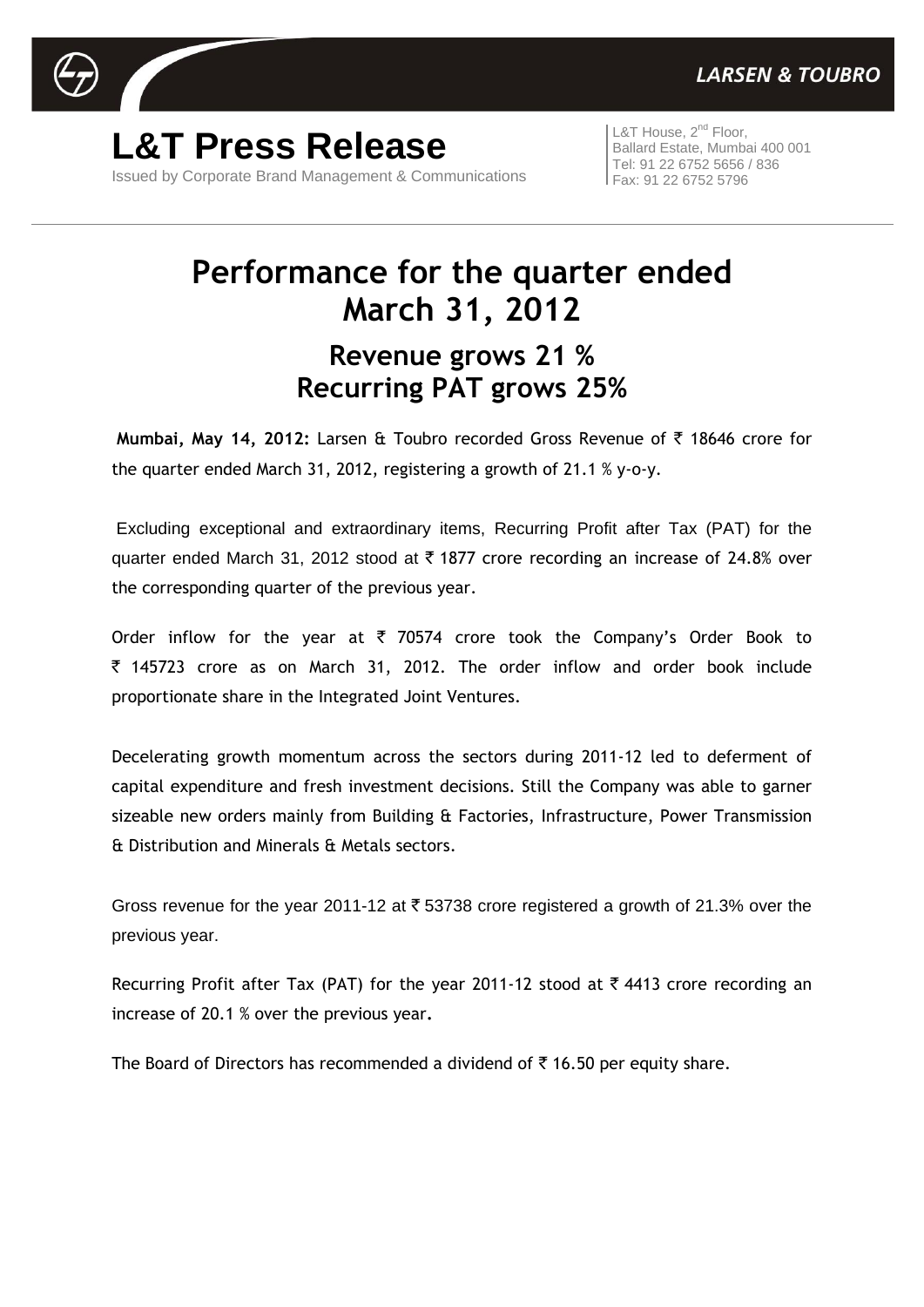LARSEN & TOUBRO

# L&T Press Release

Issued by Corporate Brand Management & Communications

L&T House, 2nd Floor,
Ballard Estate, Mumbai 400 001
Tel: 91 22 6752 5656 / 836
Fax: 91 22 6752 5796

# Performance for the quarter ended March 31, 2012

## Revenue grows 21 %
## Recurring PAT grows 25%

**Mumbai, May 14, 2012:** Larsen & Toubro recorded Gross Revenue of ₹ 18646 crore for the quarter ended March 31, 2012, registering a growth of 21.1 % y-o-y.

Excluding exceptional and extraordinary items, Recurring Profit after Tax (PAT) for the quarter ended March 31, 2012 stood at ₹ 1877 crore recording an increase of 24.8% over the corresponding quarter of the previous year.

Order inflow for the year at ₹ 70574 crore took the Company's Order Book to ₹ 145723 crore as on March 31, 2012. The order inflow and order book include proportionate share in the Integrated Joint Ventures.

Decelerating growth momentum across the sectors during 2011-12 led to deferment of capital expenditure and fresh investment decisions. Still the Company was able to garner sizeable new orders mainly from Building & Factories, Infrastructure, Power Transmission & Distribution and Minerals & Metals sectors.

Gross revenue for the year 2011-12 at ₹ 53738 crore registered a growth of 21.3% over the previous year.

Recurring Profit after Tax (PAT) for the year 2011-12 stood at ₹ 4413 crore recording an increase of 20.1 % over the previous year.

The Board of Directors has recommended a dividend of ₹ 16.50 per equity share.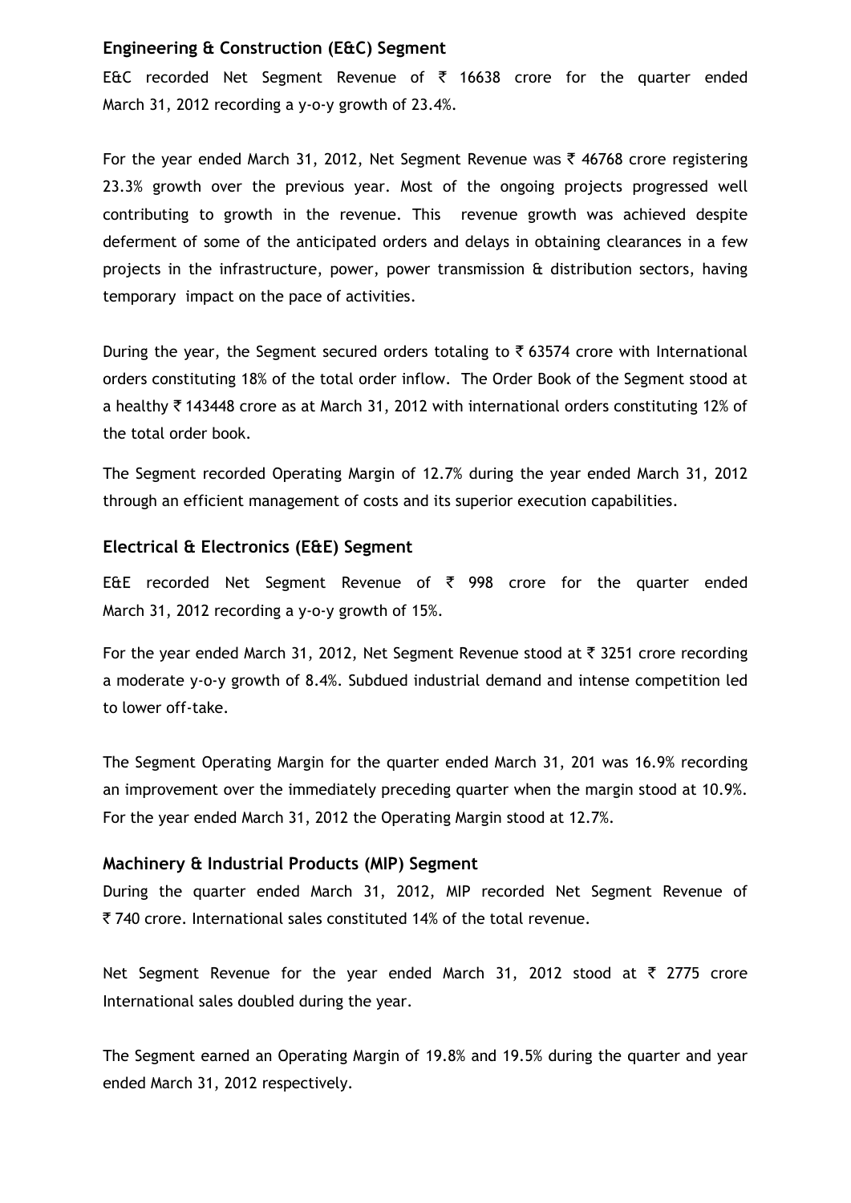### Engineering & Construction (E&C) Segment

E&C recorded Net Segment Revenue of ₹ 16638 crore for the quarter ended March 31, 2012 recording a y-o-y growth of 23.4%.

For the year ended March 31, 2012, Net Segment Revenue was ₹ 46768 crore registering 23.3% growth over the previous year. Most of the ongoing projects progressed well contributing to growth in the revenue. This revenue growth was achieved despite deferment of some of the anticipated orders and delays in obtaining clearances in a few projects in the infrastructure, power, power transmission & distribution sectors, having temporary impact on the pace of activities.

During the year, the Segment secured orders totaling to ₹ 63574 crore with International orders constituting 18% of the total order inflow. The Order Book of the Segment stood at a healthy ₹ 143448 crore as at March 31, 2012 with international orders constituting 12% of the total order book.

The Segment recorded Operating Margin of 12.7% during the year ended March 31, 2012 through an efficient management of costs and its superior execution capabilities.

### Electrical & Electronics (E&E) Segment

E&E recorded Net Segment Revenue of ₹ 998 crore for the quarter ended March 31, 2012 recording a y-o-y growth of 15%.

For the year ended March 31, 2012, Net Segment Revenue stood at ₹ 3251 crore recording a moderate y-o-y growth of 8.4%. Subdued industrial demand and intense competition led to lower off-take.

The Segment Operating Margin for the quarter ended March 31, 201 was 16.9% recording an improvement over the immediately preceding quarter when the margin stood at 10.9%. For the year ended March 31, 2012 the Operating Margin stood at 12.7%.

### Machinery & Industrial Products (MIP) Segment

During the quarter ended March 31, 2012, MIP recorded Net Segment Revenue of ₹ 740 crore. International sales constituted 14% of the total revenue.

Net Segment Revenue for the year ended March 31, 2012 stood at ₹ 2775 crore International sales doubled during the year.

The Segment earned an Operating Margin of 19.8% and 19.5% during the quarter and year ended March 31, 2012 respectively.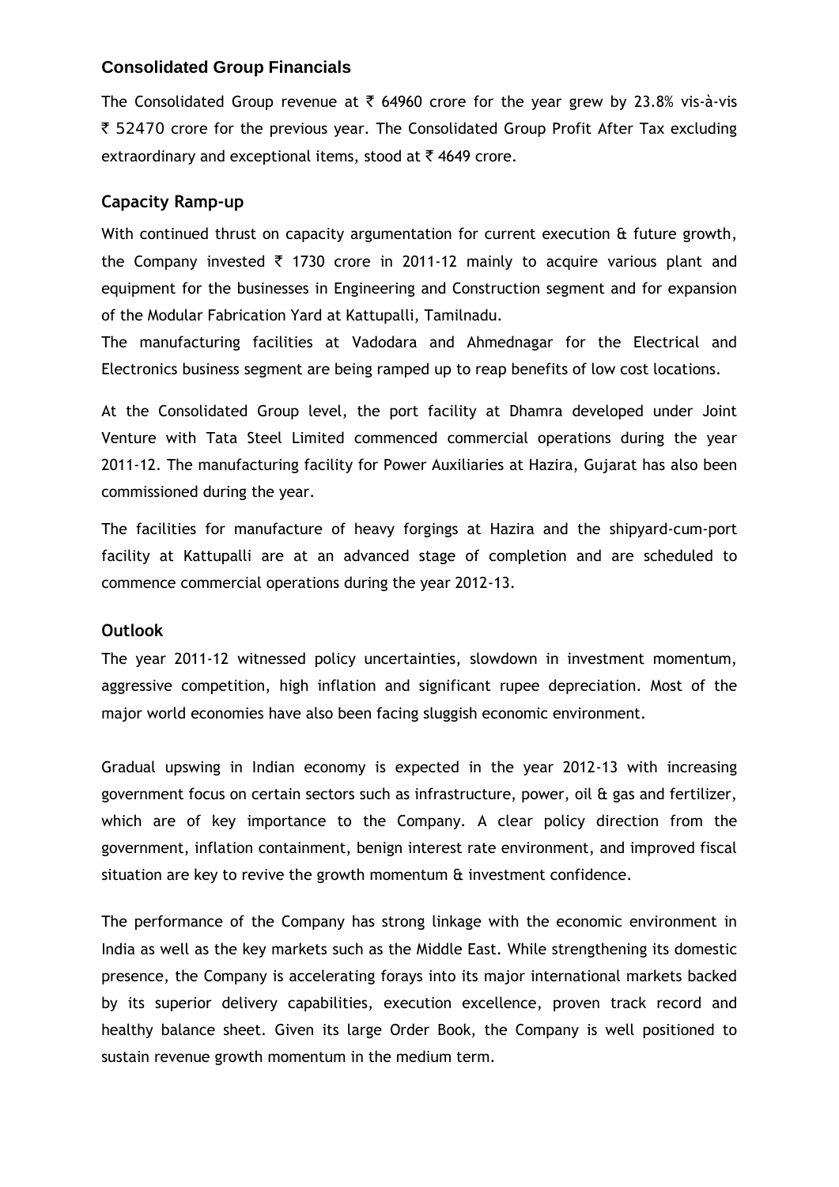## Consolidated Group Financials

The Consolidated Group revenue at ₹ 64960 crore for the year grew by 23.8% vis-à-vis ₹ 52470 crore for the previous year. The Consolidated Group Profit After Tax excluding extraordinary and exceptional items, stood at ₹ 4649 crore.

## Capacity Ramp-up

With continued thrust on capacity argumentation for current execution & future growth, the Company invested ₹ 1730 crore in 2011-12 mainly to acquire various plant and equipment for the businesses in Engineering and Construction segment and for expansion of the Modular Fabrication Yard at Kattupalli, Tamilnadu.
The manufacturing facilities at Vadodara and Ahmednagar for the Electrical and Electronics business segment are being ramped up to reap benefits of low cost locations.

At the Consolidated Group level, the port facility at Dhamra developed under Joint Venture with Tata Steel Limited commenced commercial operations during the year 2011-12. The manufacturing facility for Power Auxiliaries at Hazira, Gujarat has also been commissioned during the year.

The facilities for manufacture of heavy forgings at Hazira and the shipyard-cum-port facility at Kattupalli are at an advanced stage of completion and are scheduled to commence commercial operations during the year 2012-13.

## Outlook

The year 2011-12 witnessed policy uncertainties, slowdown in investment momentum, aggressive competition, high inflation and significant rupee depreciation. Most of the major world economies have also been facing sluggish economic environment.

Gradual upswing in Indian economy is expected in the year 2012-13 with increasing government focus on certain sectors such as infrastructure, power, oil & gas and fertilizer, which are of key importance to the Company. A clear policy direction from the government, inflation containment, benign interest rate environment, and improved fiscal situation are key to revive the growth momentum & investment confidence.

The performance of the Company has strong linkage with the economic environment in India as well as the key markets such as the Middle East. While strengthening its domestic presence, the Company is accelerating forays into its major international markets backed by its superior delivery capabilities, execution excellence, proven track record and healthy balance sheet. Given its large Order Book, the Company is well positioned to sustain revenue growth momentum in the medium term.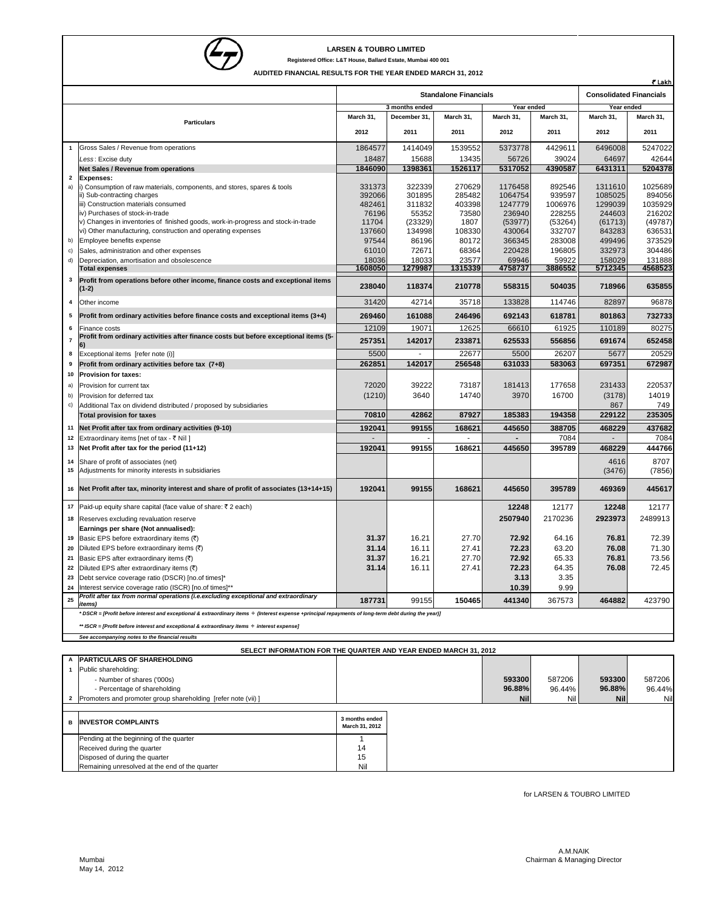**LARSEN & TOUBRO LIMITED**

**Registered Office: L&T House, Ballard Estate, Mumbai 400 001**

**AUDITED FINANCIAL RESULTS FOR THE YEAR ENDED MARCH 31, 2012**

₹ Lakh

| | Particulars | Standalone Financials | | | | | Consolidated Financials | |
|---|---|---|---|---|---|---|---|---|
| | | 3 months ended | | | Year ended | | Year ended | |
| | | March 31, 2012 | December 31, 2011 | March 31, 2011 | March 31, 2012 | March 31, 2011 | March 31, 2012 | March 31, 2011 |
| 1 | Gross Sales / Revenue from operations | 1864577 | 1414049 | 1539552 | 5373778 | 4429611 | 6496008 | 5247022 |
| | *Less* : Excise duty | 18487 | 15688 | 13435 | 56726 | 39024 | 64697 | 42644 |
| | **Net Sales / Revenue from operations** | **1846090** | **1398361** | **1526117** | **5317052** | **4390587** | **6431311** | **5204378** |
| 2 | **Expenses:** | | | | | | | |
| a) | i) Consumption of raw materials, components, and stores, spares & tools | 331373 | 322339 | 270629 | 1176458 | 892546 | 1311610 | 1025689 |
| | ii) Sub-contracting charges | 392066 | 301895 | 285482 | 1064754 | 939597 | 1085025 | 894056 |
| | iii) Construction materials consumed | 482461 | 311832 | 403398 | 1247779 | 1006976 | 1299039 | 1035929 |
| | iv) Purchases of stock-in-trade | 76196 | 55352 | 73580 | 236940 | 228255 | 244603 | 216202 |
| | v) Changes in inventories of finished goods, work-in-progress and stock-in-trade | 11704 | (23329) | 1807 | (53977) | (53264) | (61713) | (49787) |
| | vi) Other manufacturing, construction and operating expenses | 137660 | 134998 | 108330 | 430064 | 332707 | 843283 | 636531 |
| b) | Employee benefits expense | 97544 | 86196 | 80172 | 366345 | 283008 | 499496 | 373529 |
| c) | Sales, administration and other expenses | 61010 | 72671 | 68364 | 220428 | 196805 | 332973 | 304486 |
| d) | Depreciation, amortisation and obsolescence | 18036 | 18033 | 23577 | 69946 | 59922 | 158029 | 131888 |
| | **Total expenses** | **1608050** | **1279987** | **1315339** | **4758737** | **3886552** | **5712345** | **4568523** |
| 3 | **Profit from operations before other income, finance costs and exceptional items (1-2)** | **238040** | **118374** | **210778** | **558315** | **504035** | **718966** | **635855** |
| 4 | Other income | 31420 | 42714 | 35718 | 133828 | 114746 | 82897 | 96878 |
| 5 | **Profit from ordinary activities before finance costs and exceptional items (3+4)** | **269460** | **161088** | **246496** | **692143** | **618781** | **801863** | **732733** |
| 6 | Finance costs | 12109 | 19071 | 12625 | 66610 | 61925 | 110189 | 80275 |
| 7 | **Profit from ordinary activities after finance costs but before exceptional items (5-6)** | **257351** | **142017** | **233871** | **625533** | **556856** | **691674** | **652458** |
| 8 | Exceptional items [refer note (i)] | 5500 | - | 22677 | 5500 | 26207 | 5677 | 20529 |
| 9 | **Profit from ordinary activities before tax (7+8)** | **262851** | **142017** | **256548** | **631033** | **583063** | **697351** | **672987** |
| 10 | **Provision for taxes:** | | | | | | | |
| a) | Provision for current tax | 72020 | 39222 | 73187 | 181413 | 177658 | 231433 | 220537 |
| b) | Provision for deferred tax | (1210) | 3640 | 14740 | 3970 | 16700 | (3178) | 14019 |
| c) | Additional Tax on dividend distributed / proposed by subsidiaries | | | | | | 867 | 749 |
| | **Total provision for taxes** | **70810** | **42862** | **87927** | **185383** | **194358** | **229122** | **235305** |
| 11 | **Net Profit after tax from ordinary activities (9-10)** | **192041** | **99155** | **168621** | **445650** | **388705** | **468229** | **437682** |
| 12 | Extraordinary items [net of tax - ₹ Nil ] | - | - | - | - | 7084 | - | 7084 |
| 13 | **Net Profit after tax for the period (11+12)** | **192041** | **99155** | **168621** | **445650** | **395789** | **468229** | **444766** |
| 14 | Share of profit of associates (net) | | | | | | 4616 | 8707 |
| 15 | Adjustments for minority interests in subsidiaries | | | | | | (3476) | (7856) |
| 16 | **Net Profit after tax, minority interest and share of profit of associates (13+14+15)** | **192041** | **99155** | **168621** | **445650** | **395789** | **469369** | **445617** |
| 17 | Paid-up equity share capital (face value of share: ₹ 2 each) | | | | **12248** | 12177 | **12248** | 12177 |
| 18 | Reserves excluding revaluation reserve | | | | **2507940** | 2170236 | **2923973** | 2489913 |
| | **Earnings per share (Not annualised):** | | | | | | | |
| 19 | Basic EPS before extraordinary items (₹) | **31.37** | 16.21 | 27.70 | **72.92** | 64.16 | **76.81** | 72.39 |
| 20 | Diluted EPS before extraordinary items (₹) | **31.14** | 16.11 | 27.41 | **72.23** | 63.20 | **76.08** | 71.30 |
| 21 | Basic EPS after extraordinary items (₹) | **31.37** | 16.21 | 27.70 | **72.92** | 65.33 | **76.81** | 73.56 |
| 22 | Diluted EPS after extraordinary items (₹) | **31.14** | 16.11 | 27.41 | **72.23** | 64.35 | **76.08** | 72.45 |
| 23 | Debt service coverage ratio (DSCR) [no.of times]* | | | | **3.13** | 3.35 | | |
| 24 | Interest service coverage ratio (ISCR) [no.of times]** | | | | **10.39** | 9.99 | | |
| 25 | *Profit after tax from normal operations (i.e.excluding exceptional and extraordinary items)* | **187731** | 99155 | **150465** | **441340** | 367573 | **464882** | 423790 |

*\* DSCR = [Profit before interest and exceptional & extraordinary items ÷ (Interest expense +principal repayments of long-term debt during the year)]*

*\*\* ISCR = [Profit before interest and exceptional & extraordinary items ÷ interest expense]*

*See accompanying notes to the financial results*

**SELECT INFORMATION FOR THE QUARTER AND YEAR ENDED MARCH 31, 2012**

| | | Standalone March 31, 2012 | Standalone March 31, 2011 | Consolidated March 31, 2012 | Consolidated March 31, 2011 |
|---|---|---|---|---|---|
| A | **PARTICULARS OF SHAREHOLDING** | | | | |
| 1 | Public shareholding: | | | | |
| | - Number of shares ('000s) | **593300** | 587206 | **593300** | 587206 |
| | - Percentage of shareholding | **96.88%** | 96.44% | **96.88%** | 96.44% |
| 2 | Promoters and promoter group shareholding [refer note (vii) ] | **Nil** | Nil | **Nil** | Nil |

| B | INVESTOR COMPLAINTS | 3 months ended March 31, 2012 |
|---|---|---|
| | Pending at the beginning of the quarter | 1 |
| | Received during the quarter | 14 |
| | Disposed of during the quarter | 15 |
| | Remaining unresolved at the end of the quarter | Nil |

for LARSEN & TOUBRO LIMITED

A.M.NAIK
Chairman & Managing Director

Mumbai
May 14, 2012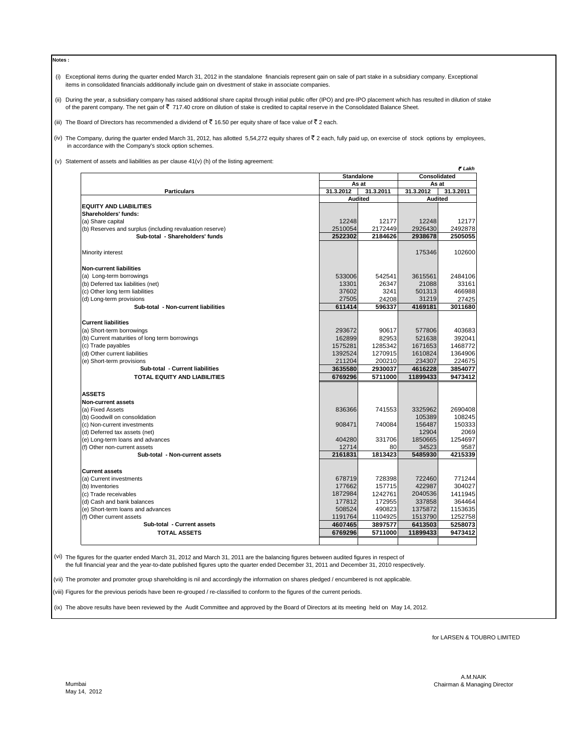**Notes :**

(i) Exceptional items during the quarter ended March 31, 2012 in the standalone financials represent gain on sale of part stake in a subsidiary company. Exceptional items in consolidated financials additionally include gain on divestment of stake in associate companies.

(ii) During the year, a subsidiary company has raised additional share capital through initial public offer (IPO) and pre-IPO placement which has resulted in dilution of stake of the parent company. The net gain of ₹ 717.40 crore on dilution of stake is credited to capital reserve in the Consolidated Balance Sheet.

(iii) The Board of Directors has recommended a dividend of ₹ 16.50 per equity share of face value of ₹ 2 each.

(iv) The Company, during the quarter ended March 31, 2012, has allotted 5,54,272 equity shares of ₹ 2 each, fully paid up, on exercise of stock options by employees, in accordance with the Company's stock option schemes.

(v) Statement of assets and liabilities as per clause 41(v) (h) of the listing agreement:

*₹ Lakh*

| Particulars | Standalone | | Consolidated | |
|---|---|---|---|---|
| | As at | | As at | |
| | 31.3.2012 | 31.3.2011 | 31.3.2012 | 31.3.2011 |
| | Audited | | Audited | |
| **EQUITY AND LIABILITIES** | | | | |
| **Shareholders' funds:** | | | | |
| (a) Share capital | 12248 | 12177 | 12248 | 12177 |
| (b) Reserves and surplus (including revaluation reserve) | 2510054 | 2172449 | 2926430 | 2492878 |
| **Sub-total - Shareholders' funds** | **2522302** | **2184626** | **2938678** | **2505055** |
| Minority interest | | | 175346 | 102600 |
| **Non-current liabilities** | | | | |
| (a) Long-term borrowings | 533006 | 542541 | 3615561 | 2484106 |
| (b) Deferred tax liabilities (net) | 13301 | 26347 | 21088 | 33161 |
| (c) Other long term liabilities | 37602 | 3241 | 501313 | 466988 |
| (d) Long-term provisions | 27505 | 24208 | 31219 | 27425 |
| **Sub-total - Non-current liabilities** | **611414** | **596337** | **4169181** | **3011680** |
| **Current liabilities** | | | | |
| (a) Short-term borrowings | 293672 | 90617 | 577806 | 403683 |
| (b) Current maturities of long term borrowings | 162899 | 82953 | 521638 | 392041 |
| (c) Trade payables | 1575281 | 1285342 | 1671653 | 1468772 |
| (d) Other current liabilities | 1392524 | 1270915 | 1610824 | 1364906 |
| (e) Short-term provisions | 211204 | 200210 | 234307 | 224675 |
| **Sub-total - Current liabilities** | **3635580** | **2930037** | **4616228** | **3854077** |
| **TOTAL EQUITY AND LIABILITIES** | **6769296** | **5711000** | **11899433** | **9473412** |
| **ASSETS** | | | | |
| **Non-current assets** | | | | |
| (a) Fixed Assets | 836366 | 741553 | 3325962 | 2690408 |
| (b) Goodwill on consolidation | | | 105389 | 108245 |
| (c) Non-current investments | 908471 | 740084 | 156487 | 150333 |
| (d) Deferred tax assets (net) | | | 12904 | 2069 |
| (e) Long-term loans and advances | 404280 | 331706 | 1850665 | 1254697 |
| (f) Other non-current assets | 12714 | 80 | 34523 | 9587 |
| **Sub-total - Non-current assets** | **2161831** | **1813423** | **5485930** | **4215339** |
| **Current assets** | | | | |
| (a) Current investments | 678719 | 728398 | 722460 | 771244 |
| (b) Inventories | 177662 | 157715 | 422987 | 304027 |
| (c) Trade receivables | 1872984 | 1242761 | 2040536 | 1411945 |
| (d) Cash and bank balances | 177812 | 172955 | 337858 | 364464 |
| (e) Short-term loans and advances | 508524 | 490823 | 1375872 | 1153635 |
| (f) Other current assets | 1191764 | 1104925 | 1513790 | 1252758 |
| **Sub-total - Current assets** | **4607465** | **3897577** | **6413503** | **5258073** |
| **TOTAL ASSETS** | **6769296** | **5711000** | **11899433** | **9473412** |

(vi) The figures for the quarter ended March 31, 2012 and March 31, 2011 are the balancing figures between audited figures in respect of the full financial year and the year-to-date published figures upto the quarter ended December 31, 2011 and December 31, 2010 respectively.

(vii) The promoter and promoter group shareholding is nil and accordingly the information on shares pledged / encumbered is not applicable.

(viii) Figures for the previous periods have been re-grouped / re-classified to conform to the figures of the current periods.

(ix) The above results have been reviewed by the Audit Committee and approved by the Board of Directors at its meeting held on May 14, 2012.

for LARSEN & TOUBRO LIMITED

A.M.NAIK
Chairman & Managing Director

Mumbai
May 14, 2012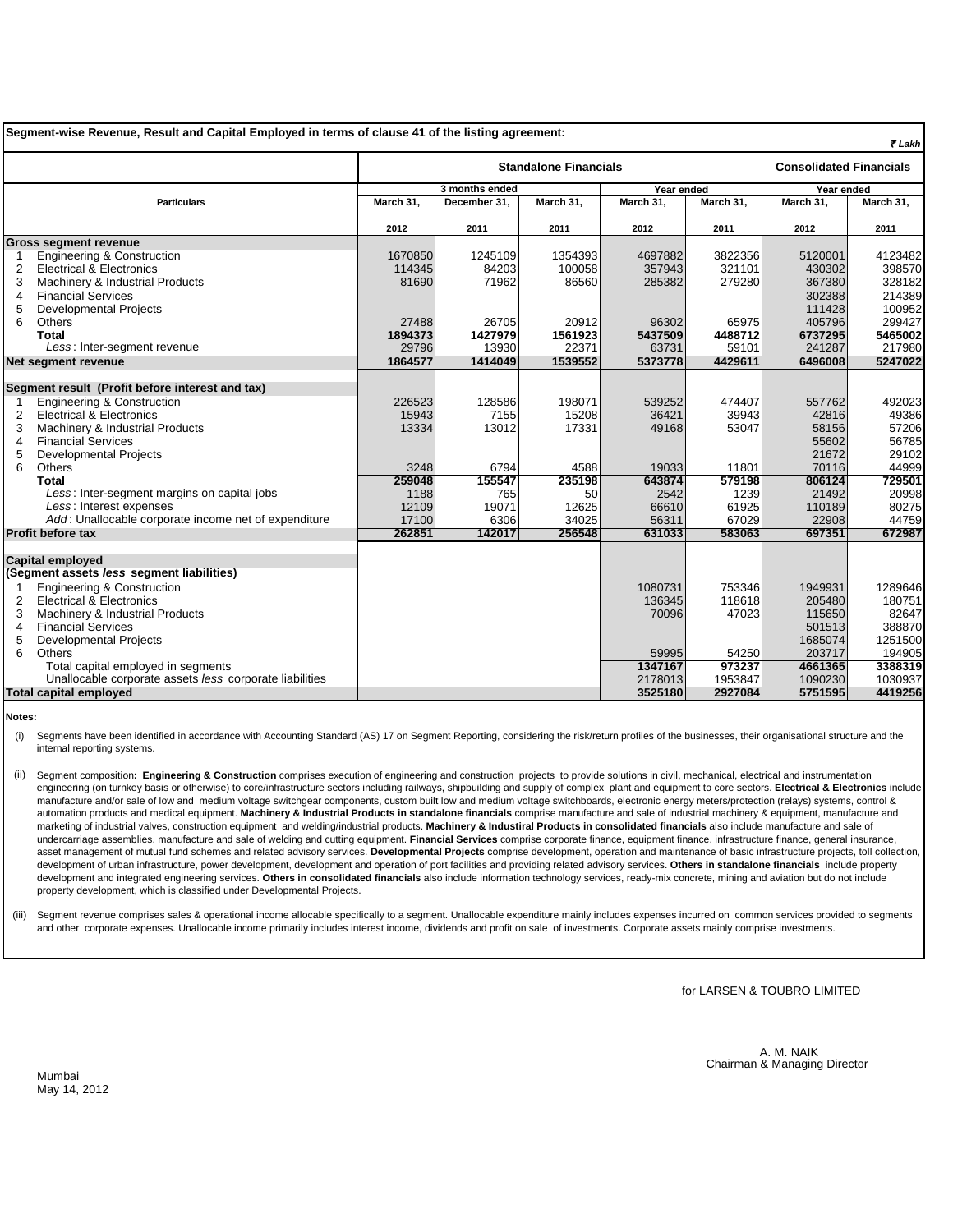**Segment-wise Revenue, Result and Capital Employed in terms of clause 41 of the listing agreement:**

₹ *Lakh*

| | | Standalone Financials | | | | | Consolidated Financials | |
|---|---|---|---|---|---|---|---|---|
| | | 3 months ended | | | Year ended | | Year ended | |
| | Particulars | March 31, 2012 | December 31, 2011 | March 31, 2011 | March 31, 2012 | March 31, 2011 | March 31, 2012 | March 31, 2011 |
| **Gross segment revenue** | | | | | | | | |
| 1 | Engineering & Construction | 1670850 | 1245109 | 1354393 | 4697882 | 3822356 | 5120001 | 4123482 |
| 2 | Electrical & Electronics | 114345 | 84203 | 100058 | 357943 | 321101 | 430302 | 398570 |
| 3 | Machinery & Industrial Products | 81690 | 71962 | 86560 | 285382 | 279280 | 367380 | 328182 |
| 4 | Financial Services | | | | | | 302388 | 214389 |
| 5 | Developmental Projects | | | | | | 111428 | 100952 |
| 6 | Others | 27488 | 26705 | 20912 | 96302 | 65975 | 405796 | 299427 |
| | **Total** | **1894373** | **1427979** | **1561923** | **5437509** | **4488712** | **6737295** | **5465002** |
| | *Less* : Inter-segment revenue | 29796 | 13930 | 22371 | 63731 | 59101 | 241287 | 217980 |
| **Net segment revenue** | | **1864577** | **1414049** | **1539552** | **5373778** | **4429611** | **6496008** | **5247022** |
| **Segment result (Profit before interest and tax)** | | | | | | | | |
| 1 | Engineering & Construction | 226523 | 128586 | 198071 | 539252 | 474407 | 557762 | 492023 |
| 2 | Electrical & Electronics | 15943 | 7155 | 15208 | 36421 | 39943 | 42816 | 49386 |
| 3 | Machinery & Industrial Products | 13334 | 13012 | 17331 | 49168 | 53047 | 58156 | 57206 |
| 4 | Financial Services | | | | | | 55602 | 56785 |
| 5 | Developmental Projects | | | | | | 21672 | 29102 |
| 6 | Others | 3248 | 6794 | 4588 | 19033 | 11801 | 70116 | 44999 |
| | **Total** | **259048** | **155547** | **235198** | **643874** | **579198** | **806124** | **729501** |
| | *Less* : Inter-segment margins on capital jobs | 1188 | 765 | 50 | 2542 | 1239 | 21492 | 20998 |
| | *Less* : Interest expenses | 12109 | 19071 | 12625 | 66610 | 61925 | 110189 | 80275 |
| | *Add* : Unallocable corporate income net of expenditure | 17100 | 6306 | 34025 | 56311 | 67029 | 22908 | 44759 |
| **Profit before tax** | | **262851** | **142017** | **256548** | **631033** | **583063** | **697351** | **672987** |
| **Capital employed (Segment assets *less* segment liabilities)** | | | | | | | | |
| 1 | Engineering & Construction | | | | 1080731 | 753346 | 1949931 | 1289646 |
| 2 | Electrical & Electronics | | | | 136345 | 118618 | 205480 | 180751 |
| 3 | Machinery & Industrial Products | | | | 70096 | 47023 | 115650 | 82647 |
| 4 | Financial Services | | | | | | 501513 | 388870 |
| 5 | Developmental Projects | | | | | | 1685074 | 1251500 |
| 6 | Others | | | | 59995 | 54250 | 203717 | 194905 |
| | Total capital employed in segments | | | | **1347167** | **973237** | **4661365** | **3388319** |
| | Unallocable corporate assets *less* corporate liabilities | | | | 2178013 | 1953847 | 1090230 | 1030937 |
| **Total capital employed** | | | | | **3525180** | **2927084** | **5751595** | **4419256** |

**Notes:**

(i) Segments have been identified in accordance with Accounting Standard (AS) 17 on Segment Reporting, considering the risk/return profiles of the businesses, their organisational structure and the internal reporting systems.

(ii) Segment composition**: Engineering & Construction** comprises execution of engineering and construction projects to provide solutions in civil, mechanical, electrical and instrumentation engineering (on turnkey basis or otherwise) to core/infrastructure sectors including railways, shipbuilding and supply of complex plant and equipment to core sectors. **Electrical & Electronics** include manufacture and/or sale of low and medium voltage switchgear components, custom built low and medium voltage switchboards, electronic energy meters/protection (relays) systems, control & automation products and medical equipment. **Machinery & Industrial Products in standalone financials** comprise manufacture and sale of industrial machinery & equipment, manufacture and marketing of industrial valves, construction equipment and welding/industrial products. **Machinery & Industrial Products in consolidated financials** also include manufacture and sale of undercarriage assemblies, manufacture and sale of welding and cutting equipment. **Financial Services** comprise corporate finance, equipment finance, infrastructure finance, general insurance, asset management of mutual fund schemes and related advisory services. **Developmental Projects** comprise development, operation and maintenance of basic infrastructure projects, toll collection, development of urban infrastructure, power development, development and operation of port facilities and providing related advisory services. **Others in standalone financials** include property development and integrated engineering services. **Others in consolidated financials** also include information technology services, ready-mix concrete, mining and aviation but do not include property development, which is classified under Developmental Projects.

(iii) Segment revenue comprises sales & operational income allocable specifically to a segment. Unallocable expenditure mainly includes expenses incurred on common services provided to segments and other corporate expenses. Unallocable income primarily includes interest income, dividends and profit on sale of investments. Corporate assets mainly comprise investments.

for LARSEN & TOUBRO LIMITED

A. M. NAIK
Chairman & Managing Director

Mumbai
May 14, 2012